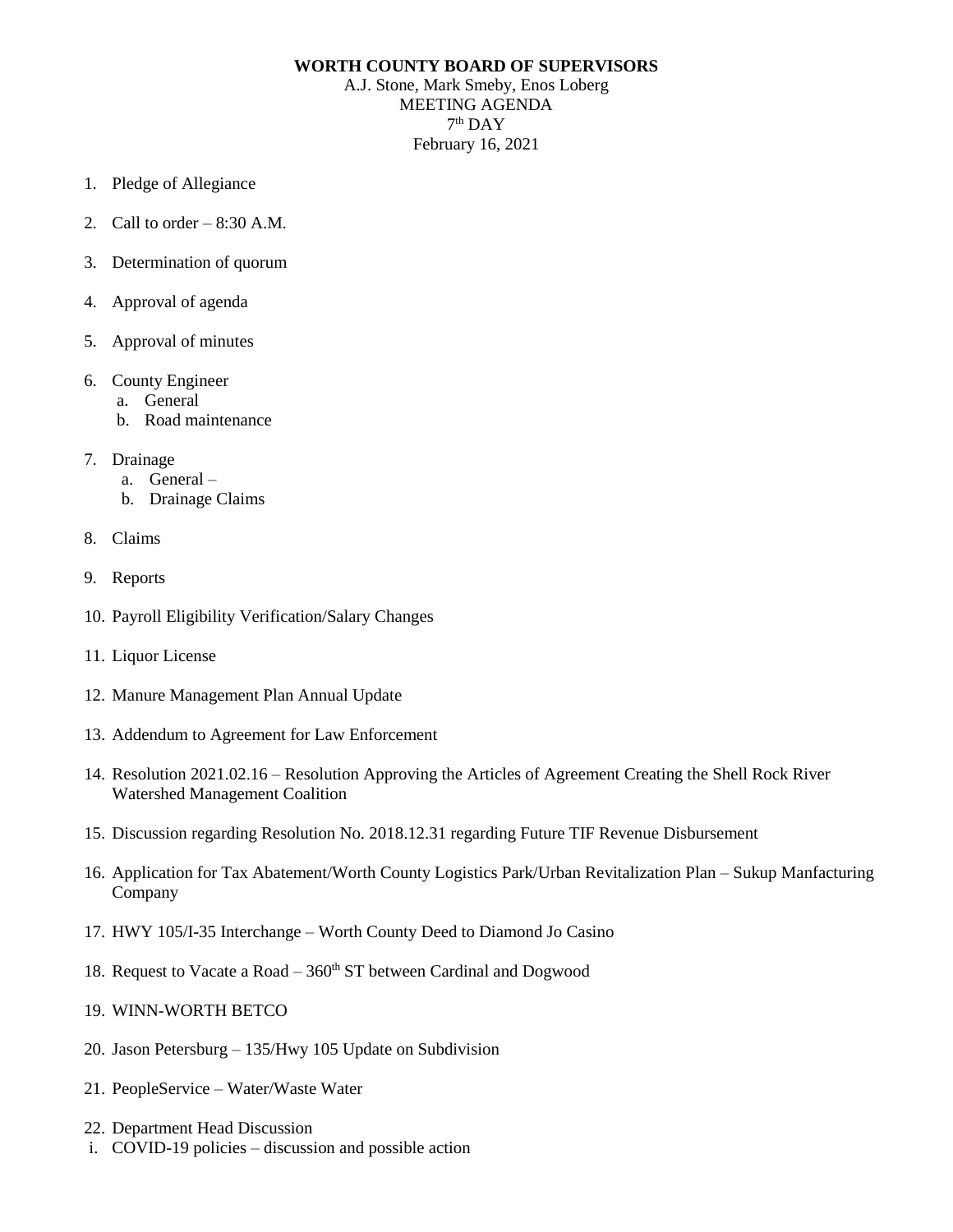# WORTH COUNTY BOARD OF SUPERVISORS

A.J. Stone, Mark Smeby, Enos Loberg
MEETING AGENDA
7th DAY
February 16, 2021

1. Pledge of Allegiance
2. Call to order – 8:30 A.M.
3. Determination of quorum
4. Approval of agenda
5. Approval of minutes
6. County Engineer
   a. General
   b. Road maintenance
7. Drainage
   a. General –
   b. Drainage Claims
8. Claims
9. Reports
10. Payroll Eligibility Verification/Salary Changes
11. Liquor License
12. Manure Management Plan Annual Update
13. Addendum to Agreement for Law Enforcement
14. Resolution 2021.02.16 – Resolution Approving the Articles of Agreement Creating the Shell Rock River Watershed Management Coalition
15. Discussion regarding Resolution No. 2018.12.31 regarding Future TIF Revenue Disbursement
16. Application for Tax Abatement/Worth County Logistics Park/Urban Revitalization Plan – Sukup Manfacturing Company
17. HWY 105/I-35 Interchange – Worth County Deed to Diamond Jo Casino
18. Request to Vacate a Road – 360th ST between Cardinal and Dogwood
19. WINN-WORTH BETCO
20. Jason Petersburg – 135/Hwy 105 Update on Subdivision
21. PeopleService – Water/Waste Water
22. Department Head Discussion

i. COVID-19 policies – discussion and possible action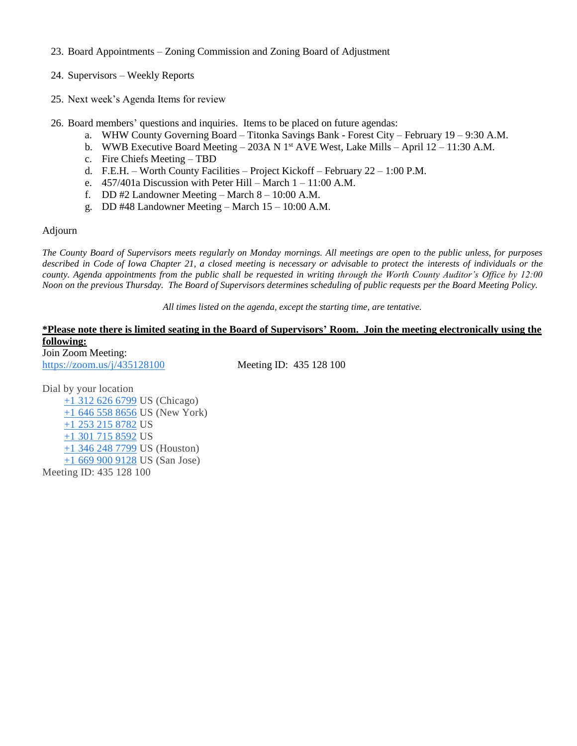23. Board Appointments – Zoning Commission and Zoning Board of Adjustment

24. Supervisors – Weekly Reports

25. Next week's Agenda Items for review

26. Board members' questions and inquiries. Items to be placed on future agendas:
    a. WHW County Governing Board – Titonka Savings Bank - Forest City – February 19 – 9:30 A.M.
    b. WWB Executive Board Meeting – 203A N 1st AVE West, Lake Mills – April 12 – 11:30 A.M.
    c. Fire Chiefs Meeting – TBD
    d. F.E.H. – Worth County Facilities – Project Kickoff – February 22 – 1:00 P.M.
    e. 457/401a Discussion with Peter Hill – March 1 – 11:00 A.M.
    f. DD #2 Landowner Meeting – March 8 – 10:00 A.M.
    g. DD #48 Landowner Meeting – March 15 – 10:00 A.M.

Adjourn

*The County Board of Supervisors meets regularly on Monday mornings. All meetings are open to the public unless, for purposes described in Code of Iowa Chapter 21, a closed meeting is necessary or advisable to protect the interests of individuals or the county. Agenda appointments from the public shall be requested in writing through the Worth County Auditor's Office by 12:00 Noon on the previous Thursday. The Board of Supervisors determines scheduling of public requests per the Board Meeting Policy.*

*All times listed on the agenda, except the starting time, are tentative.*

**\*Please note there is limited seating in the Board of Supervisors' Room. Join the meeting electronically using the following:**

Join Zoom Meeting:
https://zoom.us/j/435128100 Meeting ID: 435 128 100

Dial by your location
+1 312 626 6799 US (Chicago)
+1 646 558 8656 US (New York)
+1 253 215 8782 US
+1 301 715 8592 US
+1 346 248 7799 US (Houston)
+1 669 900 9128 US (San Jose)
Meeting ID: 435 128 100